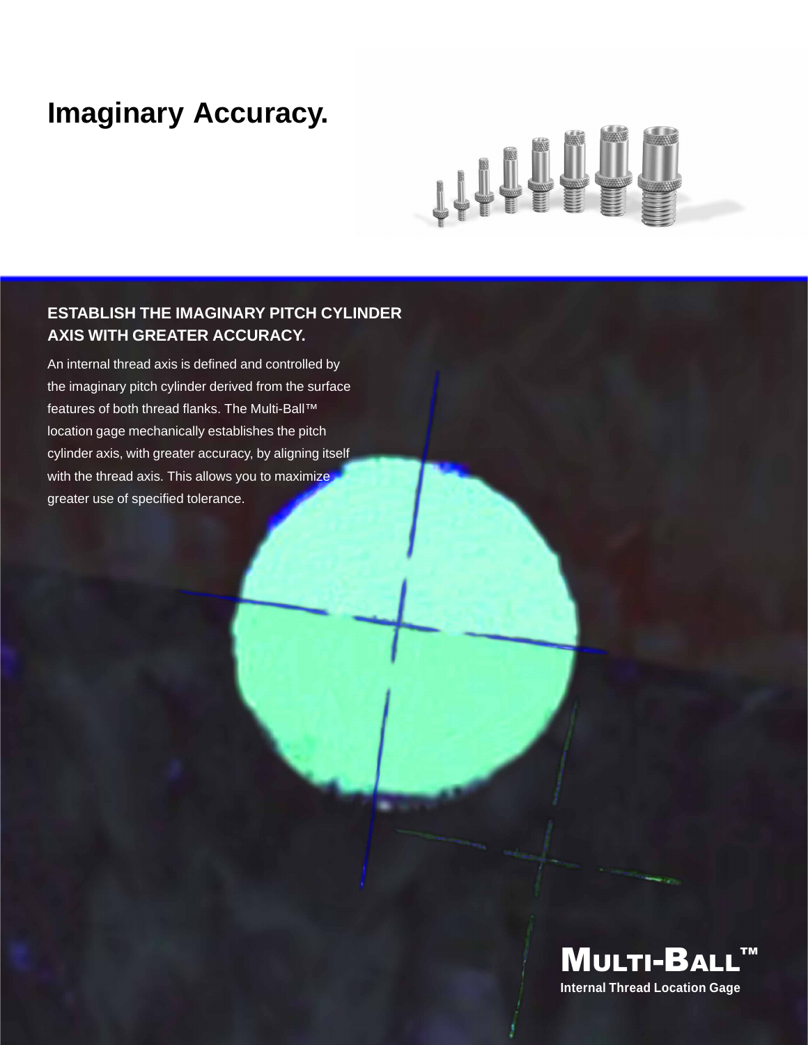# Imaginary Accuracy.

## ESTABLISH THE IMAGINARY PITCH CYLINDER AXIS WITH GREATER ACCURACY.

An internal thread axis is defined and controlled by the imaginary pitch cylinder derived from the surface features of both thread flanks. The Multi-Ball™ location gage mechanically establishes the pitch cylinder axis, with greater accuracy, by aligning itself with the thread axis. This allows you to maximize greater use of specified tolerance.

**MULTI-BALL™**

**Internal Thread Location Gage**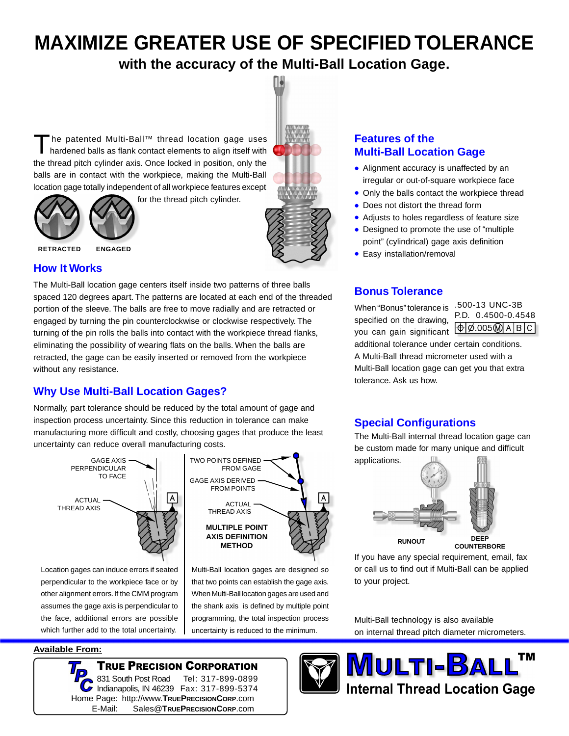# MAXIMIZE GREATER USE OF SPECIFIED TOLERANCE

## with the accuracy of the Multi-Ball Location Gage.

The patented Multi-Ball™ thread location gage uses hardened balls as flank contact elements to align itself with the thread pitch cylinder axis. Once locked in position, only the balls are in contact with the workpiece, making the Multi-Ball location gage totally independent of all workpiece features except for the thread pitch cylinder.

RETRACTED ENGAGED

### How It Works

The Multi-Ball location gage centers itself inside two patterns of three balls spaced 120 degrees apart. The patterns are located at each end of the threaded portion of the sleeve. The balls are free to move radially and are retracted or engaged by turning the pin counterclockwise or clockwise respectively. The turning of the pin rolls the balls into contact with the workpiece thread flanks, eliminating the possibility of wearing flats on the balls. When the balls are retracted, the gage can be easily inserted or removed from the workpiece without any resistance.

### Why Use Multi-Ball Location Gages?

Normally, part tolerance should be reduced by the total amount of gage and inspection process uncertainty. Since this reduction in tolerance can make manufacturing more difficult and costly, choosing gages that produce the least uncertainty can reduce overall manufacturing costs.

GAGE AXIS PERPENDICULAR TO FACE

ACTUAL THREAD AXIS

A

Location gages can induce errors if seated perpendicular to the workpiece face or by other alignment errors. If the CMM program assumes the gage axis is perpendicular to the face, additional errors are possible which further add to the total uncertainty.

TWO POINTS DEFINED FROM GAGE

GAGE AXIS DERIVED FROM POINTS

ACTUAL THREAD AXIS

A

**MULTIPLE POINT AXIS DEFINITION METHOD**

Multi-Ball location gages are designed so that two points can establish the gage axis. When Multi-Ball location gages are used and the shank axis is defined by multiple point programming, the total inspection process uncertainty is reduced to the minimum.

### Features of the Multi-Ball Location Gage

- Alignment accuracy is unaffected by an irregular or out-of-square workpiece face
- Only the balls contact the workpiece thread
- Does not distort the thread form
- Adjusts to holes regardless of feature size
- Designed to promote the use of "multiple point" (cylindrical) gage axis definition
- Easy installation/removal

### Bonus Tolerance

.500-13 UNC-3B
P.D. 0.4500-0.4548
⌖ | Ø.005Ⓜ | A | B | C

When "Bonus" tolerance is specified on the drawing, you can gain significant additional tolerance under certain conditions. A Multi-Ball thread micrometer used with a Multi-Ball location gage can get you that extra tolerance. Ask us how.

### Special Configurations

The Multi-Ball internal thread location gage can be custom made for many unique and difficult applications.

RUNOUT

DEEP COUNTERBORE

If you have any special requirement, email, fax or call us to find out if Multi-Ball can be applied to your project.

Multi-Ball technology is also available on internal thread pitch diameter micrometers.

**Available From:**

**TRUE PRECISION CORPORATION**
831 South Post Road Tel: 317-899-0899
Indianapolis, IN 46239 Fax: 317-899-5374
Home Page: http://www.TRUEPRECISIONCORP.com
E-Mail: Sales@TRUEPRECISIONCORP.com

**MULTI-BALL™**
**Internal Thread Location Gage**